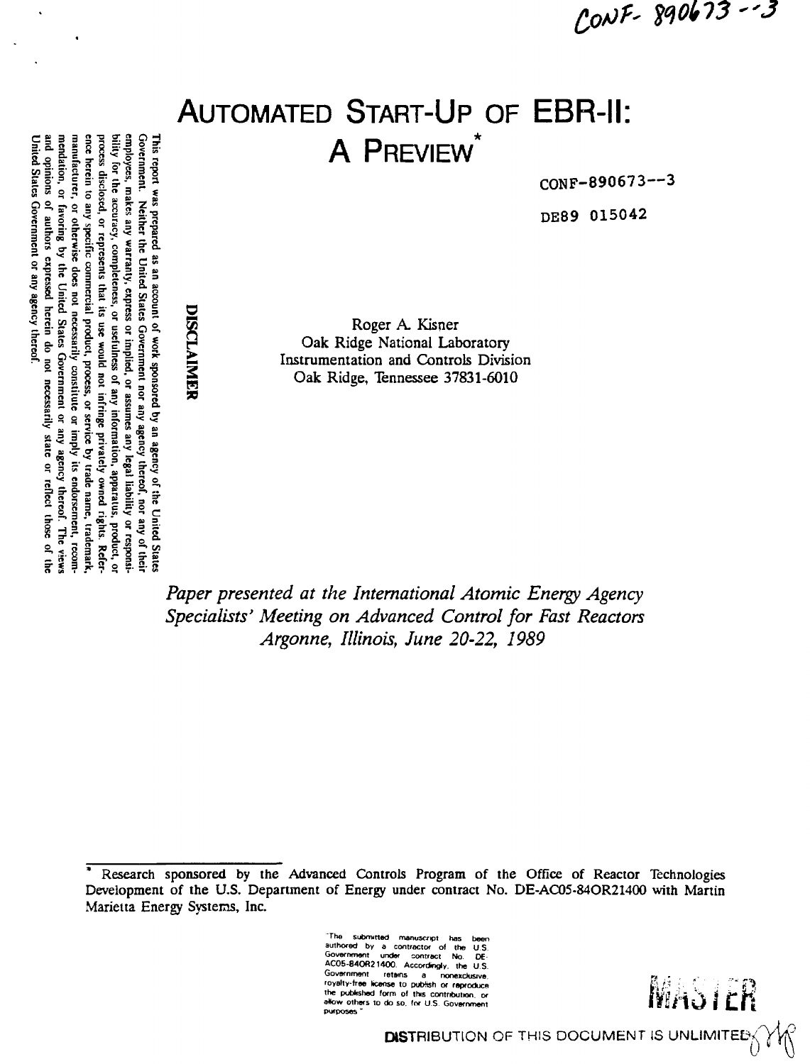CONF- 890673 --3

# AUTOMATED START-UP OF EBR-II: A PREVIEW*

CONF-890673--3

DE89 015042

**DISCLAIMER**

This report was prepared as an account of work sponsored by an agency of the United States Government. Neither the United States Government nor any agency thereof, nor any of their employees, makes any warranty, express or implied, or assumes any legal liability or responsibility for the accuracy, completeness, or usefulness of any information, apparatus, product, or process disclosed, or represents that its use would not infringe privately owned rights. Reference herein to any specific commercial product, process, or service by trade name, trademark, manufacturer, or otherwise does not necessarily constitute or imply its endorsement, recommendation, or favoring by the United States Government or any agency thereof. The views and opinions of authors expressed herein do not necessarily state or reflect those of the United States Government or any agency thereof.

Roger A. Kisner
Oak Ridge National Laboratory
Instrumentation and Controls Division
Oak Ridge, Tennessee 37831-6010

*Paper presented at the International Atomic Energy Agency Specialists' Meeting on Advanced Control for Fast Reactors Argonne, Illinois, June 20-22, 1989*

* Research sponsored by the Advanced Controls Program of the Office of Reactor Technologies Development of the U.S. Department of Energy under contract No. DE-AC05-84OR21400 with Martin Marietta Energy Systems, Inc.

"The submitted manuscript has been authored by a contractor of the U.S. Government under contract No. DE-AC05-84OR21400. Accordingly, the U.S. Government retains a nonexclusive, royalty-free license to publish or reproduce the published form of this contribution, or allow others to do so, for U.S. Government purposes."

MASTER

DISTRIBUTION OF THIS DOCUMENT IS UNLIMITED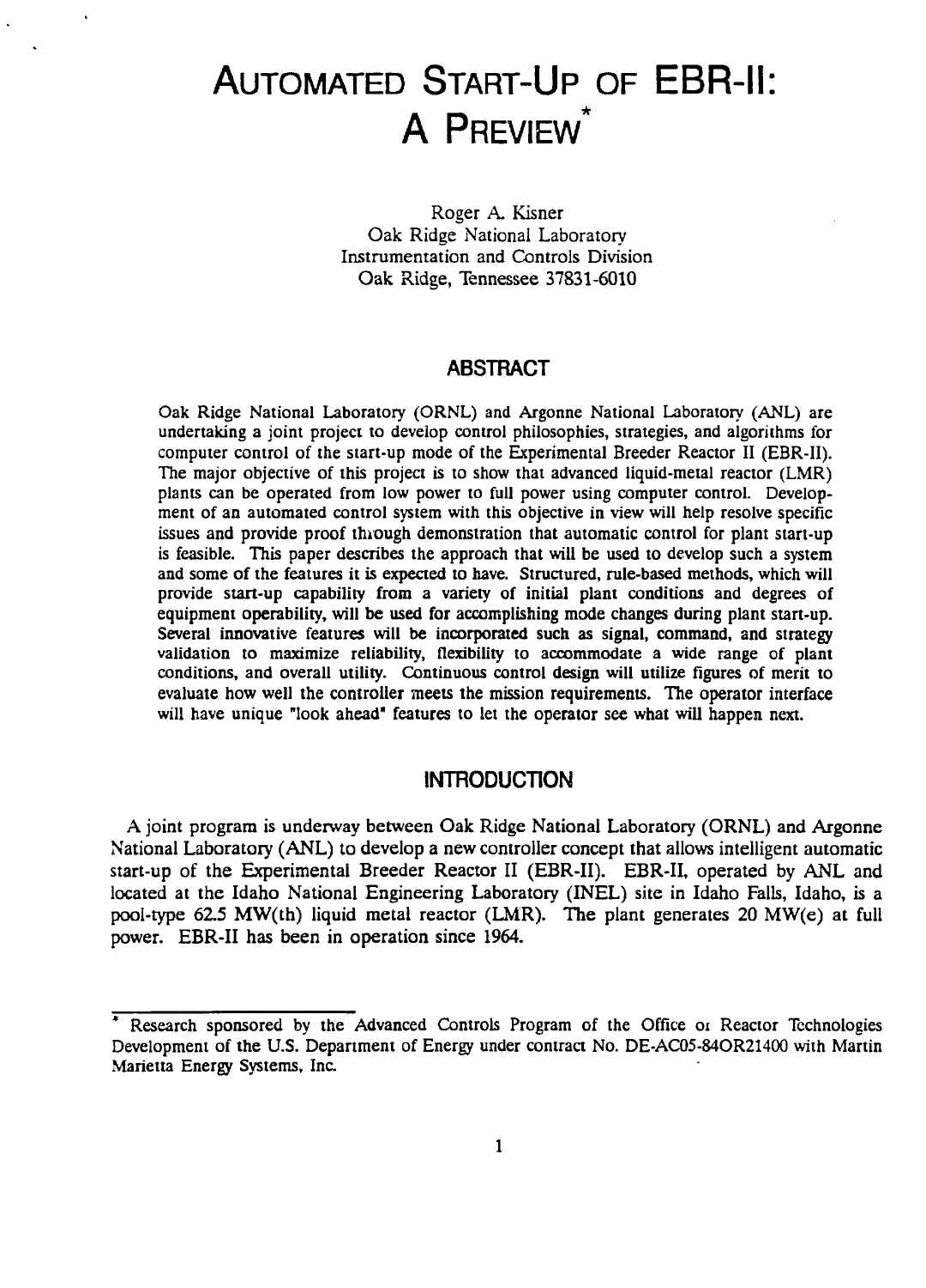# AUTOMATED START-UP OF EBR-II: A PREVIEW*

Roger A. Kisner
Oak Ridge National Laboratory
Instrumentation and Controls Division
Oak Ridge, Tennessee 37831-6010

## ABSTRACT

Oak Ridge National Laboratory (ORNL) and Argonne National Laboratory (ANL) are undertaking a joint project to develop control philosophies, strategies, and algorithms for computer control of the start-up mode of the Experimental Breeder Reactor II (EBR-II). The major objective of this project is to show that advanced liquid-metal reactor (LMR) plants can be operated from low power to full power using computer control. Development of an automated control system with this objective in view will help resolve specific issues and provide proof through demonstration that automatic control for plant start-up is feasible. This paper describes the approach that will be used to develop such a system and some of the features it is expected to have. Structured, rule-based methods, which will provide start-up capability from a variety of initial plant conditions and degrees of equipment operability, will be used for accomplishing mode changes during plant start-up. Several innovative features will be incorporated such as signal, command, and strategy validation to maximize reliability, flexibility to accommodate a wide range of plant conditions, and overall utility. Continuous control design will utilize figures of merit to evaluate how well the controller meets the mission requirements. The operator interface will have unique "look ahead" features to let the operator see what will happen next.

## INTRODUCTION

A joint program is underway between Oak Ridge National Laboratory (ORNL) and Argonne National Laboratory (ANL) to develop a new controller concept that allows intelligent automatic start-up of the Experimental Breeder Reactor II (EBR-II). EBR-II, operated by ANL and located at the Idaho National Engineering Laboratory (INEL) site in Idaho Falls, Idaho, is a pool-type 62.5 MW(th) liquid metal reactor (LMR). The plant generates 20 MW(e) at full power. EBR-II has been in operation since 1964.

---

* Research sponsored by the Advanced Controls Program of the Office of Reactor Technologies Development of the U.S. Department of Energy under contract No. DE-AC05-84OR21400 with Martin Marietta Energy Systems, Inc.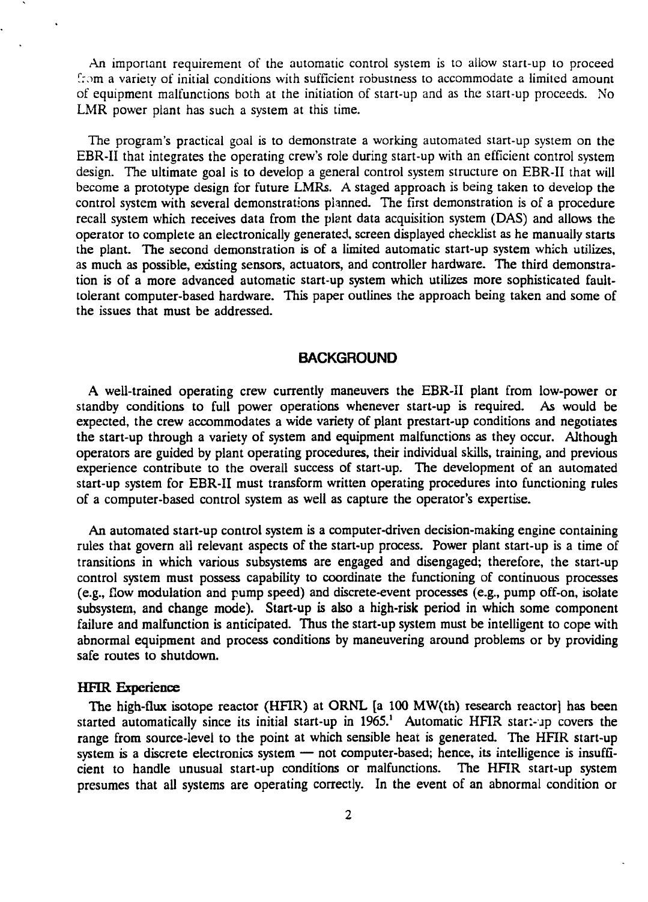An important requirement of the automatic control system is to allow start-up to proceed from a variety of initial conditions with sufficient robustness to accommodate a limited amount of equipment malfunctions both at the initiation of start-up and as the start-up proceeds. No LMR power plant has such a system at this time.

The program's practical goal is to demonstrate a working automated start-up system on the EBR-II that integrates the operating crew's role during start-up with an efficient control system design. The ultimate goal is to develop a general control system structure on EBR-II that will become a prototype design for future LMRs. A staged approach is being taken to develop the control system with several demonstrations planned. The first demonstration is of a procedure recall system which receives data from the plant data acquisition system (DAS) and allows the operator to complete an electronically generated, screen displayed checklist as he manually starts the plant. The second demonstration is of a limited automatic start-up system which utilizes, as much as possible, existing sensors, actuators, and controller hardware. The third demonstration is of a more advanced automatic start-up system which utilizes more sophisticated fault-tolerant computer-based hardware. This paper outlines the approach being taken and some of the issues that must be addressed.

## BACKGROUND

A well-trained operating crew currently maneuvers the EBR-II plant from low-power or standby conditions to full power operations whenever start-up is required. As would be expected, the crew accommodates a wide variety of plant prestart-up conditions and negotiates the start-up through a variety of system and equipment malfunctions as they occur. Although operators are guided by plant operating procedures, their individual skills, training, and previous experience contribute to the overall success of start-up. The development of an automated start-up system for EBR-II must transform written operating procedures into functioning rules of a computer-based control system as well as capture the operator's expertise.

An automated start-up control system is a computer-driven decision-making engine containing rules that govern all relevant aspects of the start-up process. Power plant start-up is a time of transitions in which various subsystems are engaged and disengaged; therefore, the start-up control system must possess capability to coordinate the functioning of continuous processes (e.g., flow modulation and pump speed) and discrete-event processes (e.g., pump off-on, isolate subsystem, and change mode). Start-up is also a high-risk period in which some component failure and malfunction is anticipated. Thus the start-up system must be intelligent to cope with abnormal equipment and process conditions by maneuvering around problems or by providing safe routes to shutdown.

### HFIR Experience

The high-flux isotope reactor (HFIR) at ORNL [a 100 MW(th) research reactor] has been started automatically since its initial start-up in 1965.[1] Automatic HFIR start-up covers the range from source-level to the point at which sensible heat is generated. The HFIR start-up system is a discrete electronics system — not computer-based; hence, its intelligence is insufficient to handle unusual start-up conditions or malfunctions. The HFIR start-up system presumes that all systems are operating correctly. In the event of an abnormal condition or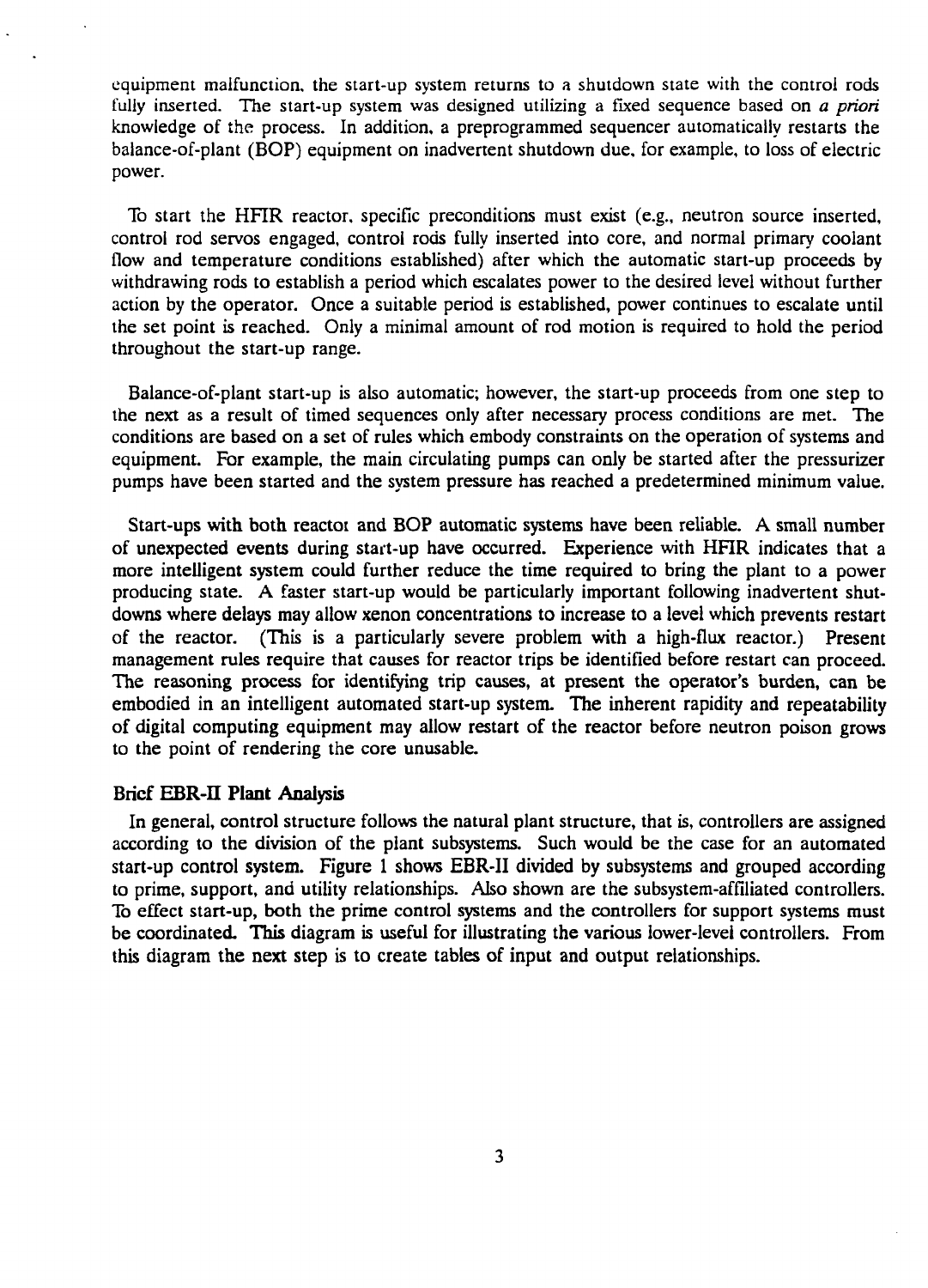equipment malfunction, the start-up system returns to a shutdown state with the control rods fully inserted. The start-up system was designed utilizing a fixed sequence based on *a priori* knowledge of the process. In addition, a preprogrammed sequencer automatically restarts the balance-of-plant (BOP) equipment on inadvertent shutdown due, for example, to loss of electric power.

To start the HFIR reactor, specific preconditions must exist (e.g., neutron source inserted, control rod servos engaged, control rods fully inserted into core, and normal primary coolant flow and temperature conditions established) after which the automatic start-up proceeds by withdrawing rods to establish a period which escalates power to the desired level without further action by the operator. Once a suitable period is established, power continues to escalate until the set point is reached. Only a minimal amount of rod motion is required to hold the period throughout the start-up range.

Balance-of-plant start-up is also automatic; however, the start-up proceeds from one step to the next as a result of timed sequences only after necessary process conditions are met. The conditions are based on a set of rules which embody constraints on the operation of systems and equipment. For example, the main circulating pumps can only be started after the pressurizer pumps have been started and the system pressure has reached a predetermined minimum value.

Start-ups with both reactor and BOP automatic systems have been reliable. A small number of unexpected events during start-up have occurred. Experience with HFIR indicates that a more intelligent system could further reduce the time required to bring the plant to a power producing state. A faster start-up would be particularly important following inadvertent shutdowns where delays may allow xenon concentrations to increase to a level which prevents restart of the reactor. (This is a particularly severe problem with a high-flux reactor.) Present management rules require that causes for reactor trips be identified before restart can proceed. The reasoning process for identifying trip causes, at present the operator's burden, can be embodied in an intelligent automated start-up system. The inherent rapidity and repeatability of digital computing equipment may allow restart of the reactor before neutron poison grows to the point of rendering the core unusable.

### Brief EBR-II Plant Analysis

In general, control structure follows the natural plant structure, that is, controllers are assigned according to the division of the plant subsystems. Such would be the case for an automated start-up control system. Figure 1 shows EBR-II divided by subsystems and grouped according to prime, support, and utility relationships. Also shown are the subsystem-affiliated controllers. To effect start-up, both the prime control systems and the controllers for support systems must be coordinated. This diagram is useful for illustrating the various lower-level controllers. From this diagram the next step is to create tables of input and output relationships.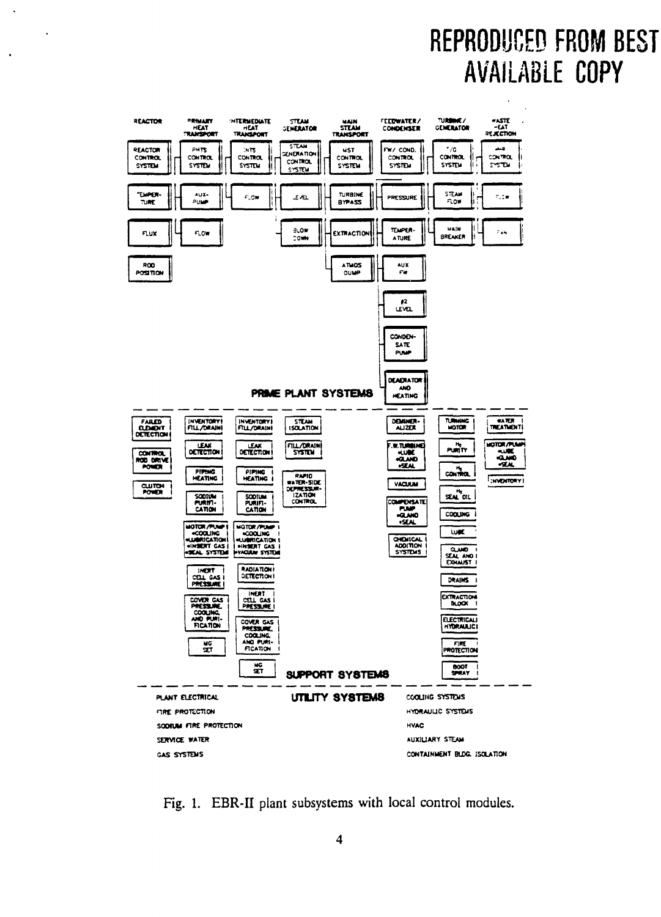REPRODUCED FROM BEST AVAILABLE COPY

**PRIME PLANT SYSTEMS**

| REACTOR | PRIMARY HEAT TRANSPORT | INTERMEDIATE HEAT TRANSPORT | STEAM GENERATOR | MAIN STEAM TRANSPORT | FEEDWATER/ CONDENSER | TURBINE/ GENERATOR | WASTE HEAT REJECTION |
|---|---|---|---|---|---|---|---|
| REACTOR CONTROL SYSTEM | PHTS CONTROL SYSTEM | IHTS CONTROL SYSTEM | STEAM GENERATION CONTROL SYSTEM | MST CONTROL SYSTEM | FW/ COND. CONTROL SYSTEM | T/G CONTROL SYSTEM | WHR CONTROL SYSTEM |
| TEMPERATURE | AUX-PUMP | FLOW | LEVEL | TURBINE BYPASS | PRESSURE | STEAM FLOW | FLOW |
| FLUX | FLOW | | BLOW DOWN | EXTRACTION | TEMPERATURE | MAIN BREAKER | FAN |
| ROD POSITION | | | | ATMOS DUMP | AUX FW | | |
| | | | | | #2 LEVEL | | |
| | | | | | CONDENSATE PUMP | | |
| | | | | | DEAERATOR AND HEATING | | |

**SUPPORT SYSTEMS**

| REACTOR | PRIMARY HEAT TRANSPORT | INTERMEDIATE HEAT TRANSPORT | STEAM GENERATOR | FEEDWATER/ CONDENSER | TURBINE/ GENERATOR | WASTE HEAT REJECTION |
|---|---|---|---|---|---|---|
| FAILED ELEMENT DETECTION | INVENTORY FILL/DRAIN | INVENTORY FILL/DRAIN | STEAM ISOLATION | DEMINERALIZER | TURNING MOTOR | WATER TREATMENT |
| CONTROL ROD DRIVE POWER | LEAK DETECTION | LEAK DETECTION | FILL/DRAIN SYSTEM | F.W. TURBINE •LUBE •GLAND •SEAL | $H_2$ PURITY | MOTOR/PUMP •LUBE •GLAND •SEAL |
| CLUTCH POWER | PIPING HEATING | PIPING HEATING | RAPID WATER-SIDE DEPRESSURIZATION CONTROL | VACUUM | $H_2$ CONTROL | INVENTORY |
| | SODIUM PURIFICATION | SODIUM PURIFICATION | | CONDENSATE PUMP •GLAND •SEAL | $H_2$ SEAL OIL | |
| | MOTOR/PUMP •COOLING •LUBRICATION •INERT GAS •SEAL SYSTEM | MOTOR/PUMP •COOLING •LUBRICATION •INERT GAS •VACUUM SYSTEM | | CHEMICAL ADDITION SYSTEMS | COOLING | |
| | INERT CELL GAS PRESSURE | RADIATION DETECTION | | | LUBE | |
| | COVER GAS PRESSURE, COOLING, AND PURIFICATION | INERT CELL GAS PRESSURE | | | GLAND SEAL AND EXHAUST | |
| | MG SET | COVER GAS PRESSURE, COOLING, AND PURIFICATION | | | DRAINS | |
| | | MG SET | | | EXTRACTION BLOCK | |
| | | | | | ELECTRICAL/ HYDRAULIC | |
| | | | | | FIRE PROTECTION | |
| | | | | | BOOT SPRAY | |

**UTILITY SYSTEMS**

| | |
|---|---|
| PLANT ELECTRICAL | COOLING SYSTEMS |
| FIRE PROTECTION | HYDRAULIC SYSTEMS |
| SODIUM FIRE PROTECTION | HVAC |
| SERVICE WATER | AUXILIARY STEAM |
| GAS SYSTEMS | CONTAINMENT BLDG. ISOLATION |

Fig. 1. EBR-II plant subsystems with local control modules.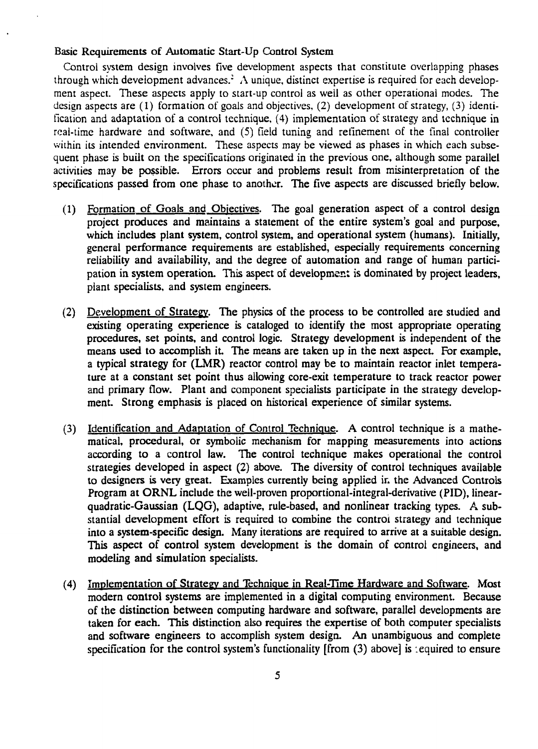### Basic Requirements of Automatic Start-Up Control System

Control system design involves five development aspects that constitute overlapping phases through which development advances.[2] A unique, distinct expertise is required for each development aspect. These aspects apply to start-up control as well as other operational modes. The design aspects are (1) formation of goals and objectives, (2) development of strategy, (3) identification and adaptation of a control technique, (4) implementation of strategy and technique in real-time hardware and software, and (5) field tuning and refinement of the final controller within its intended environment. These aspects may be viewed as phases in which each subsequent phase is built on the specifications originated in the previous one, although some parallel activities may be possible. Errors occur and problems result from misinterpretation of the specifications passed from one phase to another. The five aspects are discussed briefly below.

(1) Formation of Goals and Objectives. The goal generation aspect of a control design project produces and maintains a statement of the entire system's goal and purpose, which includes plant system, control system, and operational system (humans). Initially, general performance requirements are established, especially requirements concerning reliability and availability, and the degree of automation and range of human participation in system operation. This aspect of development is dominated by project leaders, plant specialists, and system engineers.

(2) Development of Strategy. The physics of the process to be controlled are studied and existing operating experience is cataloged to identify the most appropriate operating procedures, set points, and control logic. Strategy development is independent of the means used to accomplish it. The means are taken up in the next aspect. For example, a typical strategy for (LMR) reactor control may be to maintain reactor inlet temperature at a constant set point thus allowing core-exit temperature to track reactor power and primary flow. Plant and component specialists participate in the strategy development. Strong emphasis is placed on historical experience of similar systems.

(3) Identification and Adaptation of Control Technique. A control technique is a mathematical, procedural, or symbolic mechanism for mapping measurements into actions according to a control law. The control technique makes operational the control strategies developed in aspect (2) above. The diversity of control techniques available to designers is very great. Examples currently being applied in the Advanced Controls Program at ORNL include the well-proven proportional-integral-derivative (PID), linear-quadratic-Gaussian (LQG), adaptive, rule-based, and nonlinear tracking types. A substantial development effort is required to combine the control strategy and technique into a system-specific design. Many iterations are required to arrive at a suitable design. This aspect of control system development is the domain of control engineers, and modeling and simulation specialists.

(4) Implementation of Strategy and Technique in Real-Time Hardware and Software. Most modern control systems are implemented in a digital computing environment. Because of the distinction between computing hardware and software, parallel developments are taken for each. This distinction also requires the expertise of both computer specialists and software engineers to accomplish system design. An unambiguous and complete specification for the control system's functionality [from (3) above] is required to ensure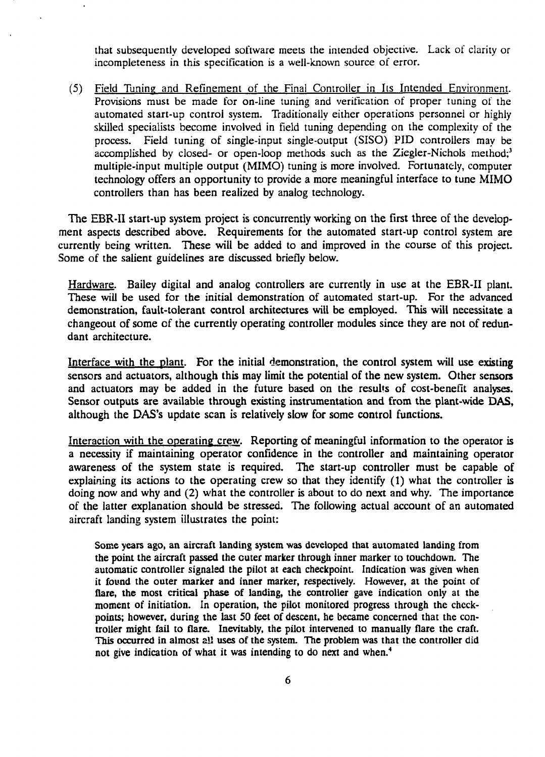that subsequently developed software meets the intended objective. Lack of clarity or incompleteness in this specification is a well-known source of error.

(5) Field Tuning and Refinement of the Final Controller in Its Intended Environment. Provisions must be made for on-line tuning and verification of proper tuning of the automated start-up control system. Traditionally either operations personnel or highly skilled specialists become involved in field tuning depending on the complexity of the process. Field tuning of single-input single-output (SISO) PID controllers may be accomplished by closed- or open-loop methods such as the Ziegler-Nichols method;[3] multiple-input multiple output (MIMO) tuning is more involved. Fortunately, computer technology offers an opportunity to provide a more meaningful interface to tune MIMO controllers than has been realized by analog technology.

The EBR-II start-up system project is concurrently working on the first three of the development aspects described above. Requirements for the automated start-up control system are currently being written. These will be added to and improved in the course of this project. Some of the salient guidelines are discussed briefly below.

Hardware. Bailey digital and analog controllers are currently in use at the EBR-II plant. These will be used for the initial demonstration of automated start-up. For the advanced demonstration, fault-tolerant control architectures will be employed. This will necessitate a changeout of some of the currently operating controller modules since they are not of redundant architecture.

Interface with the plant. For the initial demonstration, the control system will use existing sensors and actuators, although this may limit the potential of the new system. Other sensors and actuators may be added in the future based on the results of cost-benefit analyses. Sensor outputs are available through existing instrumentation and from the plant-wide DAS, although the DAS's update scan is relatively slow for some control functions.

Interaction with the operating crew. Reporting of meaningful information to the operator is a necessity if maintaining operator confidence in the controller and maintaining operator awareness of the system state is required. The start-up controller must be capable of explaining its actions to the operating crew so that they identify (1) what the controller is doing now and why and (2) what the controller is about to do next and why. The importance of the latter explanation should be stressed. The following actual account of an automated aircraft landing system illustrates the point:

> Some years ago, an aircraft landing system was developed that automated landing from the point the aircraft passed the outer marker through inner marker to touchdown. The automatic controller signaled the pilot at each checkpoint. Indication was given when it found the outer marker and inner marker, respectively. However, at the point of flare, the most critical phase of landing, the controller gave indication only at the moment of initiation. In operation, the pilot monitored progress through the checkpoints; however, during the last 50 feet of descent, he became concerned that the controller might fail to flare. Inevitably, the pilot intervened to manually flare the craft. This occurred in almost all uses of the system. The problem was that the controller did not give indication of what it was intending to do next and when.[4]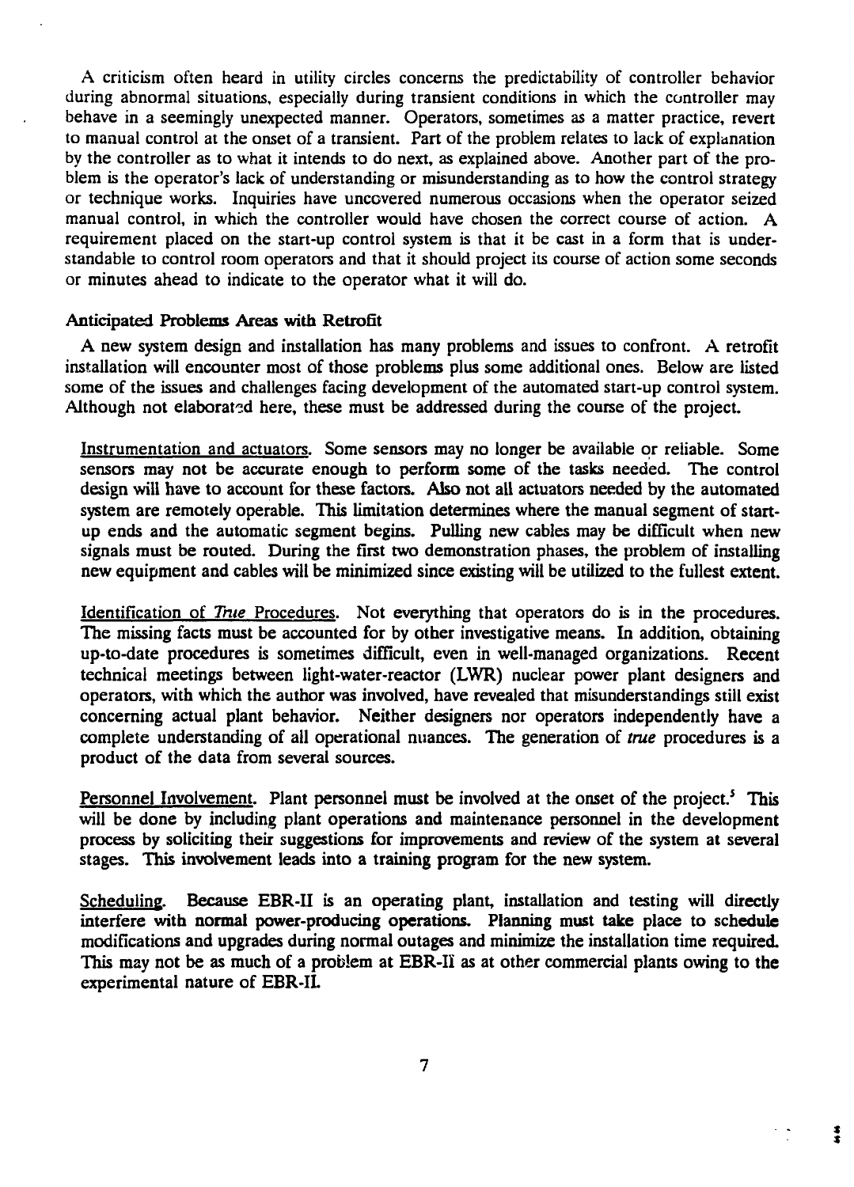A criticism often heard in utility circles concerns the predictability of controller behavior during abnormal situations, especially during transient conditions in which the controller may behave in a seemingly unexpected manner. Operators, sometimes as a matter practice, revert to manual control at the onset of a transient. Part of the problem relates to lack of explanation by the controller as to what it intends to do next, as explained above. Another part of the problem is the operator's lack of understanding or misunderstanding as to how the control strategy or technique works. Inquiries have uncovered numerous occasions when the operator seized manual control, in which the controller would have chosen the correct course of action. A requirement placed on the start-up control system is that it be cast in a form that is understandable to control room operators and that it should project its course of action some seconds or minutes ahead to indicate to the operator what it will do.

#### Anticipated Problems Areas with Retrofit

A new system design and installation has many problems and issues to confront. A retrofit installation will encounter most of those problems plus some additional ones. Below are listed some of the issues and challenges facing development of the automated start-up control system. Although not elaborated here, these must be addressed during the course of the project.

Instrumentation and actuators. Some sensors may no longer be available or reliable. Some sensors may not be accurate enough to perform some of the tasks needed. The control design will have to account for these factors. Also not all actuators needed by the automated system are remotely operable. This limitation determines where the manual segment of start-up ends and the automatic segment begins. Pulling new cables may be difficult when new signals must be routed. During the first two demonstration phases, the problem of installing new equipment and cables will be minimized since existing will be utilized to the fullest extent.

Identification of *True* Procedures. Not everything that operators do is in the procedures. The missing facts must be accounted for by other investigative means. In addition, obtaining up-to-date procedures is sometimes difficult, even in well-managed organizations. Recent technical meetings between light-water-reactor (LWR) nuclear power plant designers and operators, with which the author was involved, have revealed that misunderstandings still exist concerning actual plant behavior. Neither designers nor operators independently have a complete understanding of all operational nuances. The generation of *true* procedures is a product of the data from several sources.

Personnel Involvement. Plant personnel must be involved at the onset of the project.[5] This will be done by including plant operations and maintenance personnel in the development process by soliciting their suggestions for improvements and review of the system at several stages. This involvement leads into a training program for the new system.

Scheduling. Because EBR-II is an operating plant, installation and testing will directly interfere with normal power-producing operations. Planning must take place to schedule modifications and upgrades during normal outages and minimize the installation time required. This may not be as much of a problem at EBR-II as at other commercial plants owing to the experimental nature of EBR-II.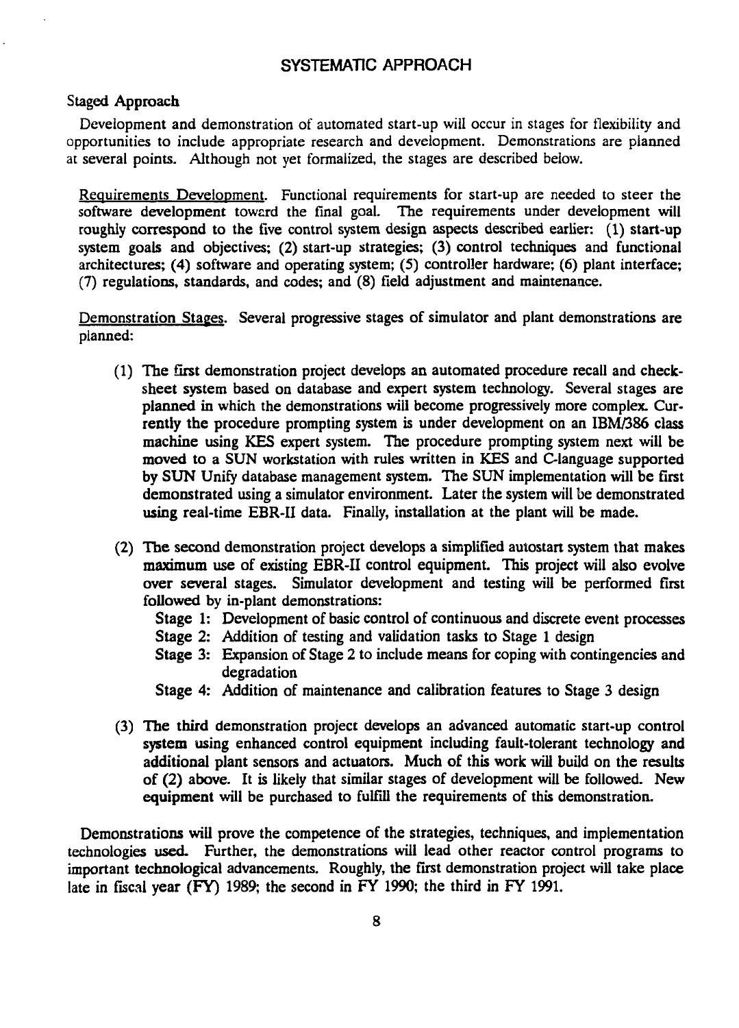# SYSTEMATIC APPROACH

## Staged Approach

Development and demonstration of automated start-up will occur in stages for flexibility and opportunities to include appropriate research and development. Demonstrations are planned at several points. Although not yet formalized, the stages are described below.

Requirements Development. Functional requirements for start-up are needed to steer the software development toward the final goal. The requirements under development will roughly correspond to the five control system design aspects described earlier: (1) start-up system goals and objectives; (2) start-up strategies; (3) control techniques and functional architectures; (4) software and operating system; (5) controller hardware; (6) plant interface; (7) regulations, standards, and codes; and (8) field adjustment and maintenance.

Demonstration Stages. Several progressive stages of simulator and plant demonstrations are planned:

(1) The first demonstration project develops an automated procedure recall and check-sheet system based on database and expert system technology. Several stages are planned in which the demonstrations will become progressively more complex. Currently the procedure prompting system is under development on an IBM/386 class machine using KES expert system. The procedure prompting system next will be moved to a SUN workstation with rules written in KES and C-language supported by SUN Unify database management system. The SUN implementation will be first demonstrated using a simulator environment. Later the system will be demonstrated using real-time EBR-II data. Finally, installation at the plant will be made.

(2) The second demonstration project develops a simplified autostart system that makes maximum use of existing EBR-II control equipment. This project will also evolve over several stages. Simulator development and testing will be performed first followed by in-plant demonstrations:

   Stage 1: Development of basic control of continuous and discrete event processes
   Stage 2: Addition of testing and validation tasks to Stage 1 design
   Stage 3: Expansion of Stage 2 to include means for coping with contingencies and degradation
   Stage 4: Addition of maintenance and calibration features to Stage 3 design

(3) The third demonstration project develops an advanced automatic start-up control system using enhanced control equipment including fault-tolerant technology and additional plant sensors and actuators. Much of this work will build on the results of (2) above. It is likely that similar stages of development will be followed. New equipment will be purchased to fulfill the requirements of this demonstration.

Demonstrations will prove the competence of the strategies, techniques, and implementation technologies used. Further, the demonstrations will lead other reactor control programs to important technological advancements. Roughly, the first demonstration project will take place late in fiscal year (FY) 1989; the second in FY 1990; the third in FY 1991.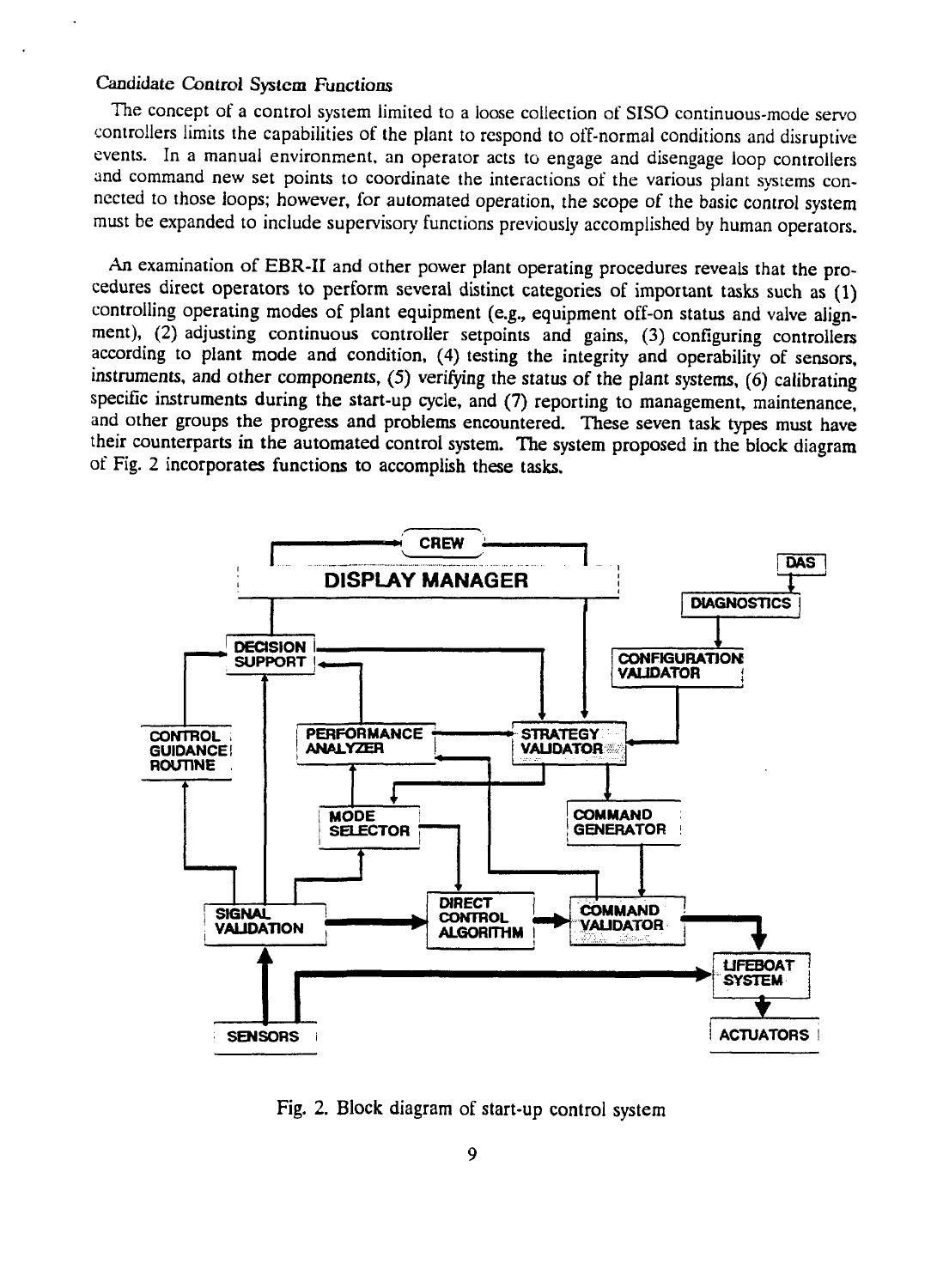### Candidate Control System Functions

The concept of a control system limited to a loose collection of SISO continuous-mode servo controllers limits the capabilities of the plant to respond to off-normal conditions and disruptive events. In a manual environment, an operator acts to engage and disengage loop controllers and command new set points to coordinate the interactions of the various plant systems connected to those loops; however, for automated operation, the scope of the basic control system must be expanded to include supervisory functions previously accomplished by human operators.

An examination of EBR-II and other power plant operating procedures reveals that the procedures direct operators to perform several distinct categories of important tasks such as (1) controlling operating modes of plant equipment (e.g., equipment off-on status and valve alignment), (2) adjusting continuous controller setpoints and gains, (3) configuring controllers according to plant mode and condition, (4) testing the integrity and operability of sensors, instruments, and other components, (5) verifying the status of the plant systems, (6) calibrating specific instruments during the start-up cycle, and (7) reporting to management, maintenance, and other groups the progress and problems encountered. These seven task types must have their counterparts in the automated control system. The system proposed in the block diagram of Fig. 2 incorporates functions to accomplish these tasks.

Fig. 2. Block diagram of start-up control system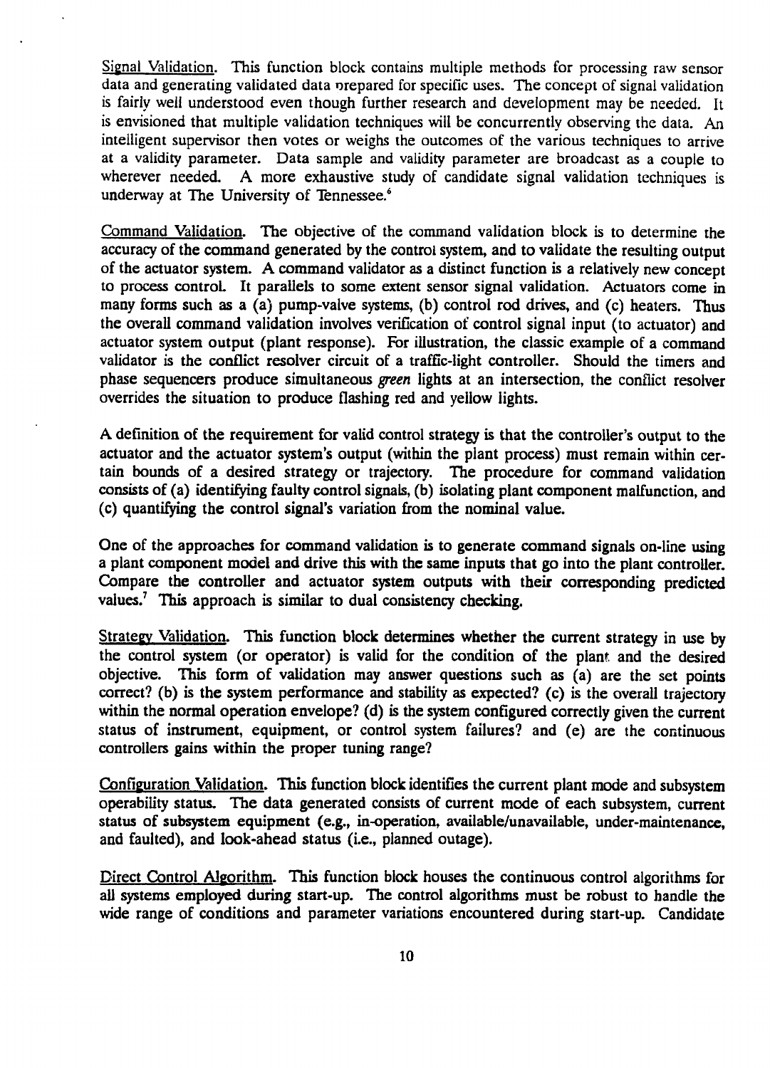Signal Validation. This function block contains multiple methods for processing raw sensor data and generating validated data prepared for specific uses. The concept of signal validation is fairly well understood even though further research and development may be needed. It is envisioned that multiple validation techniques will be concurrently observing the data. An intelligent supervisor then votes or weighs the outcomes of the various techniques to arrive at a validity parameter. Data sample and validity parameter are broadcast as a couple to wherever needed. A more exhaustive study of candidate signal validation techniques is underway at The University of Tennessee.[6]

Command Validation. The objective of the command validation block is to determine the accuracy of the command generated by the control system, and to validate the resulting output of the actuator system. A command validator as a distinct function is a relatively new concept to process control. It parallels to some extent sensor signal validation. Actuators come in many forms such as a (a) pump-valve systems, (b) control rod drives, and (c) heaters. Thus the overall command validation involves verification of control signal input (to actuator) and actuator system output (plant response). For illustration, the classic example of a command validator is the conflict resolver circuit of a traffic-light controller. Should the timers and phase sequencers produce simultaneous *green* lights at an intersection, the conflict resolver overrides the situation to produce flashing red and yellow lights.

A definition of the requirement for valid control strategy is that the controller's output to the actuator and the actuator system's output (within the plant process) must remain within certain bounds of a desired strategy or trajectory. The procedure for command validation consists of (a) identifying faulty control signals, (b) isolating plant component malfunction, and (c) quantifying the control signal's variation from the nominal value.

One of the approaches for command validation is to generate command signals on-line using a plant component model and drive this with the same inputs that go into the plant controller. Compare the controller and actuator system outputs with their corresponding predicted values.[7] This approach is similar to dual consistency checking.

Strategy Validation. This function block determines whether the current strategy in use by the control system (or operator) is valid for the condition of the plant and the desired objective. This form of validation may answer questions such as (a) are the set points correct? (b) is the system performance and stability as expected? (c) is the overall trajectory within the normal operation envelope? (d) is the system configured correctly given the current status of instrument, equipment, or control system failures? and (e) are the continuous controllers gains within the proper tuning range?

Configuration Validation. This function block identifies the current plant mode and subsystem operability status. The data generated consists of current mode of each subsystem, current status of subsystem equipment (e.g., in-operation, available/unavailable, under-maintenance, and faulted), and look-ahead status (i.e., planned outage).

Direct Control Algorithm. This function block houses the continuous control algorithms for all systems employed during start-up. The control algorithms must be robust to handle the wide range of conditions and parameter variations encountered during start-up. Candidate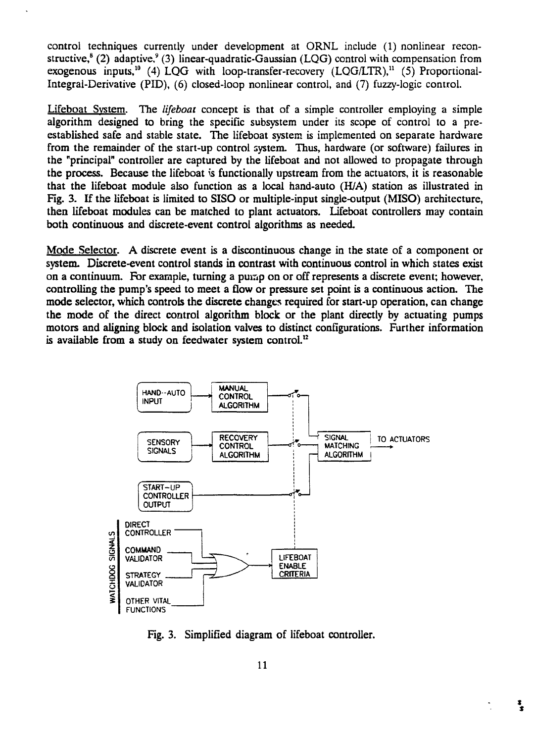control techniques currently under development at ORNL include (1) nonlinear reconstructive,[8] (2) adaptive,[9] (3) linear-quadratic-Gaussian (LQG) control with compensation from exogenous inputs,[10] (4) LQG with loop-transfer-recovery (LQG/LTR),[11] (5) Proportional-Integral-Derivative (PID), (6) closed-loop nonlinear control, and (7) fuzzy-logic control.

Lifeboat System. The *lifeboat* concept is that of a simple controller employing a simple algorithm designed to bring the specific subsystem under its scope of control to a pre-established safe and stable state. The lifeboat system is implemented on separate hardware from the remainder of the start-up control system. Thus, hardware (or software) failures in the "principal" controller are captured by the lifeboat and not allowed to propagate through the process. Because the lifeboat is functionally upstream from the actuators, it is reasonable that the lifeboat module also function as a local hand-auto (H/A) station as illustrated in Fig. 3. If the lifeboat is limited to SISO or multiple-input single-output (MISO) architecture, then lifeboat modules can be matched to plant actuators. Lifeboat controllers may contain both continuous and discrete-event control algorithms as needed.

Mode Selector. A discrete event is a discontinuous change in the state of a component or system. Discrete-event control stands in contrast with continuous control in which states exist on a continuum. For example, turning a pump on or off represents a discrete event; however, controlling the pump's speed to meet a flow or pressure set point is a continuous action. The mode selector, which controls the discrete changes required for start-up operation, can change the mode of the direct control algorithm block or the plant directly by actuating pumps motors and aligning block and isolation valves to distinct configurations. Further information is available from a study on feedwater system control.[12]

HAND--AUTO INPUT → MANUAL CONTROL ALGORITHM

SENSORY SIGNALS → RECOVERY CONTROL ALGORITHM

START-UP CONTROLLER OUTPUT

SIGNAL MATCHING ALGORITHM → TO ACTUATORS

WATCHDOG SIGNALS: DIRECT CONTROLLER, COMMAND VALIDATOR, STRATEGY VALIDATOR, OTHER VITAL FUNCTIONS → LIFEBOAT ENABLE CRITERIA

Fig. 3. Simplified diagram of lifeboat controller.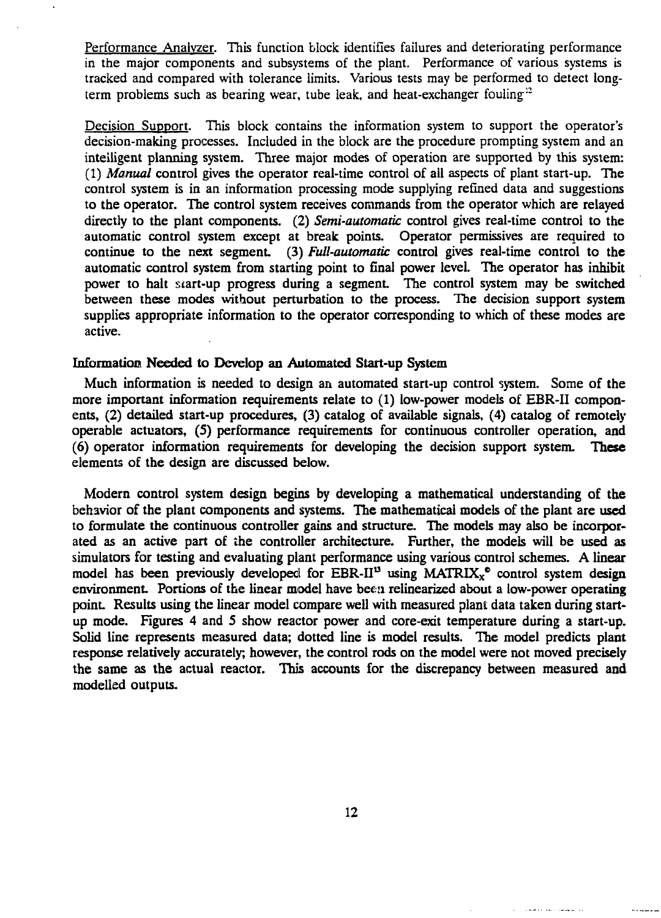Performance Analyzer. This function block identifies failures and deteriorating performance in the major components and subsystems of the plant. Performance of various systems is tracked and compared with tolerance limits. Various tests may be performed to detect long-term problems such as bearing wear, tube leak, and heat-exchanger fouling[12]

Decision Support. This block contains the information system to support the operator's decision-making processes. Included in the block are the procedure prompting system and an intelligent planning system. Three major modes of operation are supported by this system: (1) *Manual* control gives the operator real-time control of all aspects of plant start-up. The control system is in an information processing mode supplying refined data and suggestions to the operator. The control system receives commands from the operator which are relayed directly to the plant components. (2) *Semi-automatic* control gives real-time control to the automatic control system except at break points. Operator permissives are required to continue to the next segment. (3) *Full-automatic* control gives real-time control to the automatic control system from starting point to final power level. The operator has inhibit power to halt start-up progress during a segment. The control system may be switched between these modes without perturbation to the process. The decision support system supplies appropriate information to the operator corresponding to which of these modes are active.

### Information Needed to Develop an Automated Start-up System

Much information is needed to design an automated start-up control system. Some of the more important information requirements relate to (1) low-power models of EBR-II components, (2) detailed start-up procedures, (3) catalog of available signals, (4) catalog of remotely operable actuators, (5) performance requirements for continuous controller operation, and (6) operator information requirements for developing the decision support system. These elements of the design are discussed below.

Modern control system design begins by developing a mathematical understanding of the behavior of the plant components and systems. The mathematical models of the plant are used to formulate the continuous controller gains and structure. The models may also be incorporated as an active part of the controller architecture. Further, the models will be used as simulators for testing and evaluating plant performance using various control schemes. A linear model has been previously developed for EBR-II[13] using $\text{MATRIX}_X$© control system design environment. Portions of the linear model have been relinearized about a low-power operating point. Results using the linear model compare well with measured plant data taken during start-up mode. Figures 4 and 5 show reactor power and core-exit temperature during a start-up. Solid line represents measured data; dotted line is model results. The model predicts plant response relatively accurately; however, the control rods on the model were not moved precisely the same as the actual reactor. This accounts for the discrepancy between measured and modelled outputs.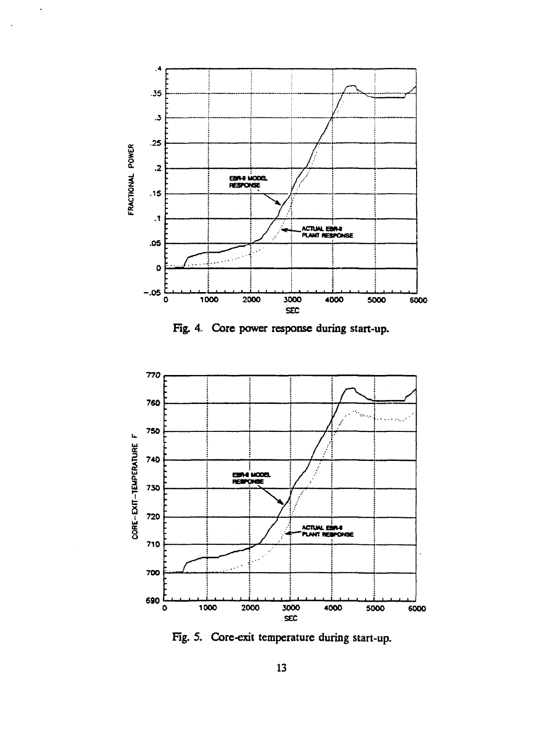Fig. 4. Core power response during start-up.

Fig. 5. Core-exit temperature during start-up.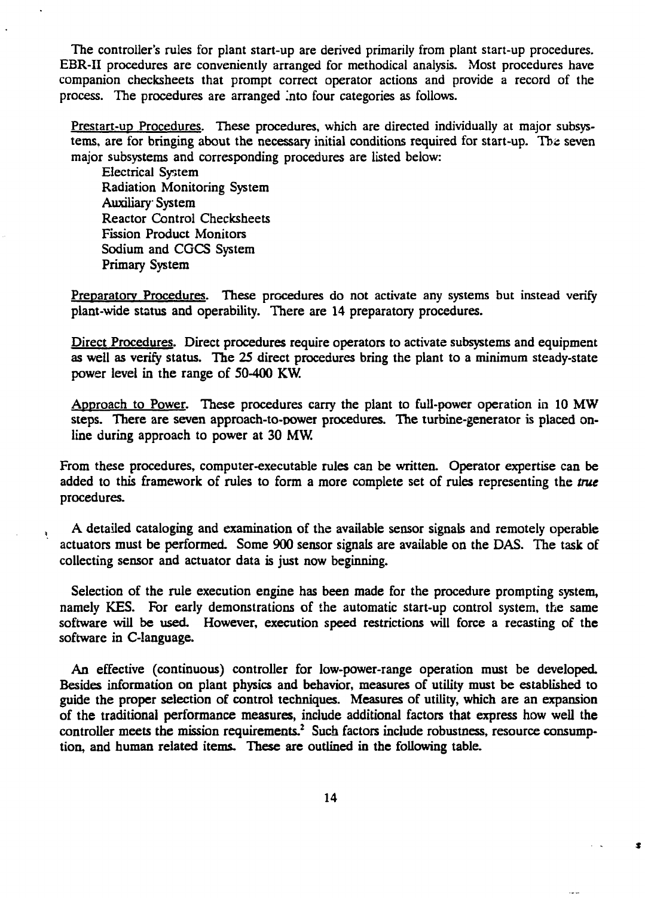The controller's rules for plant start-up are derived primarily from plant start-up procedures. EBR-II procedures are conveniently arranged for methodical analysis. Most procedures have companion checksheets that prompt correct operator actions and provide a record of the process. The procedures are arranged into four categories as follows.

Prestart-up Procedures. These procedures, which are directed individually at major subsystems, are for bringing about the necessary initial conditions required for start-up. The seven major subsystems and corresponding procedures are listed below:

- Electrical System
- Radiation Monitoring System
- Auxiliary System
- Reactor Control Checksheets
- Fission Product Monitors
- Sodium and CGCS System
- Primary System

Preparatory Procedures. These procedures do not activate any systems but instead verify plant-wide status and operability. There are 14 preparatory procedures.

Direct Procedures. Direct procedures require operators to activate subsystems and equipment as well as verify status. The 25 direct procedures bring the plant to a minimum steady-state power level in the range of 50-400 KW.

Approach to Power. These procedures carry the plant to full-power operation in 10 MW steps. There are seven approach-to-power procedures. The turbine-generator is placed on-line during approach to power at 30 MW.

From these procedures, computer-executable rules can be written. Operator expertise can be added to this framework of rules to form a more complete set of rules representing the *true* procedures.

A detailed cataloging and examination of the available sensor signals and remotely operable actuators must be performed. Some 900 sensor signals are available on the DAS. The task of collecting sensor and actuator data is just now beginning.

Selection of the rule execution engine has been made for the procedure prompting system, namely KES. For early demonstrations of the automatic start-up control system, the same software will be used. However, execution speed restrictions will force a recasting of the software in C-language.

An effective (continuous) controller for low-power-range operation must be developed. Besides information on plant physics and behavior, measures of utility must be established to guide the proper selection of control techniques. Measures of utility, which are an expansion of the traditional performance measures, include additional factors that express how well the controller meets the mission requirements.[2] Such factors include robustness, resource consumption, and human related items. These are outlined in the following table.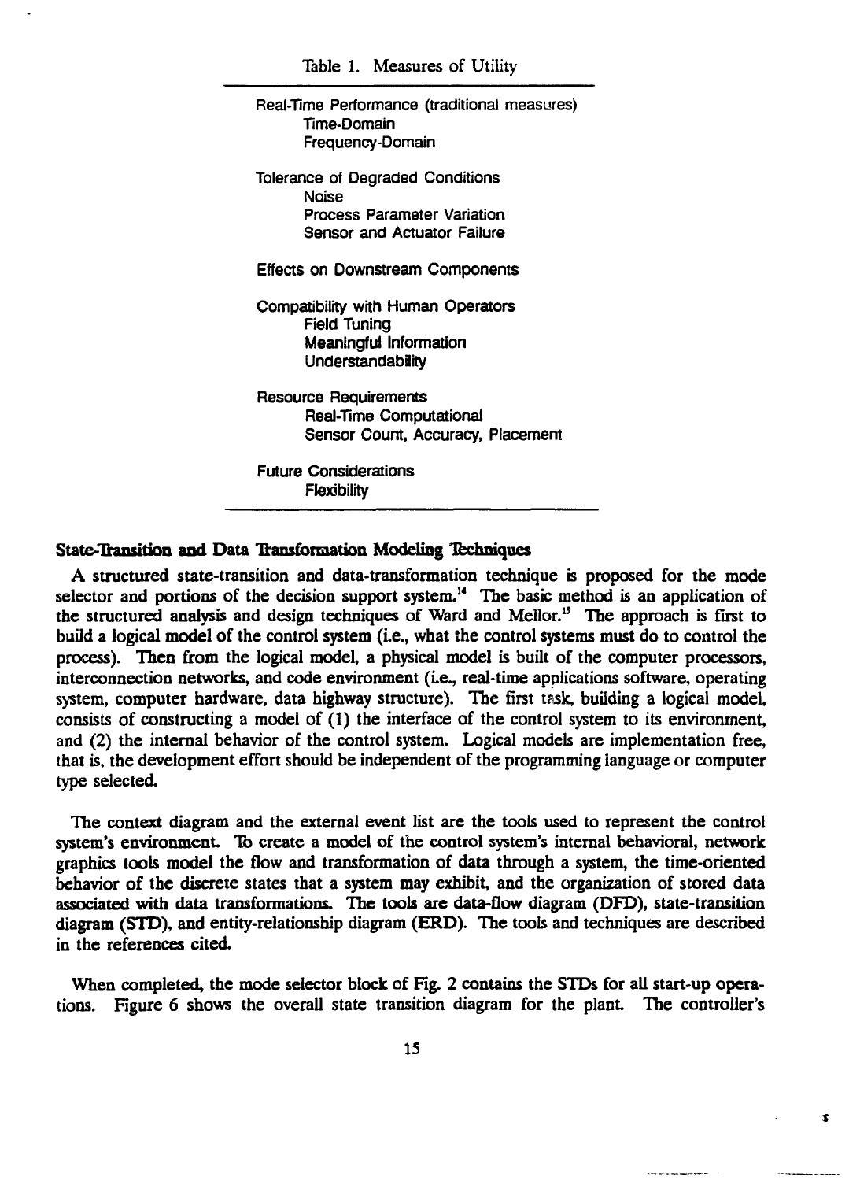Table 1. Measures of Utility

| Measures of Utility |
|---|
| Real-Time Performance (traditional measures) |
| Time-Domain |
| Frequency-Domain |
| Tolerance of Degraded Conditions |
| Noise |
| Process Parameter Variation |
| Sensor and Actuator Failure |
| Effects on Downstream Components |
| Compatibility with Human Operators |
| Field Tuning |
| Meaningful Information |
| Understandability |
| Resource Requirements |
| Real-Time Computational |
| Sensor Count, Accuracy, Placement |
| Future Considerations |
| Flexibility |

### State-Transition and Data Transformation Modeling Techniques

A structured state-transition and data-transformation technique is proposed for the mode selector and portions of the decision support system.[14] The basic method is an application of the structured analysis and design techniques of Ward and Mellor.[15] The approach is first to build a logical model of the control system (i.e., what the control systems must do to control the process). Then from the logical model, a physical model is built of the computer processors, interconnection networks, and code environment (i.e., real-time applications software, operating system, computer hardware, data highway structure). The first task, building a logical model, consists of constructing a model of (1) the interface of the control system to its environment, and (2) the internal behavior of the control system. Logical models are implementation free, that is, the development effort should be independent of the programming language or computer type selected.

The context diagram and the external event list are the tools used to represent the control system's environment. To create a model of the control system's internal behavioral, network graphics tools model the flow and transformation of data through a system, the time-oriented behavior of the discrete states that a system may exhibit, and the organization of stored data associated with data transformations. The tools are data-flow diagram (DFD), state-transition diagram (STD), and entity-relationship diagram (ERD). The tools and techniques are described in the references cited.

When completed, the mode selector block of Fig. 2 contains the STDs for all start-up operations. Figure 6 shows the overall state transition diagram for the plant. The controller's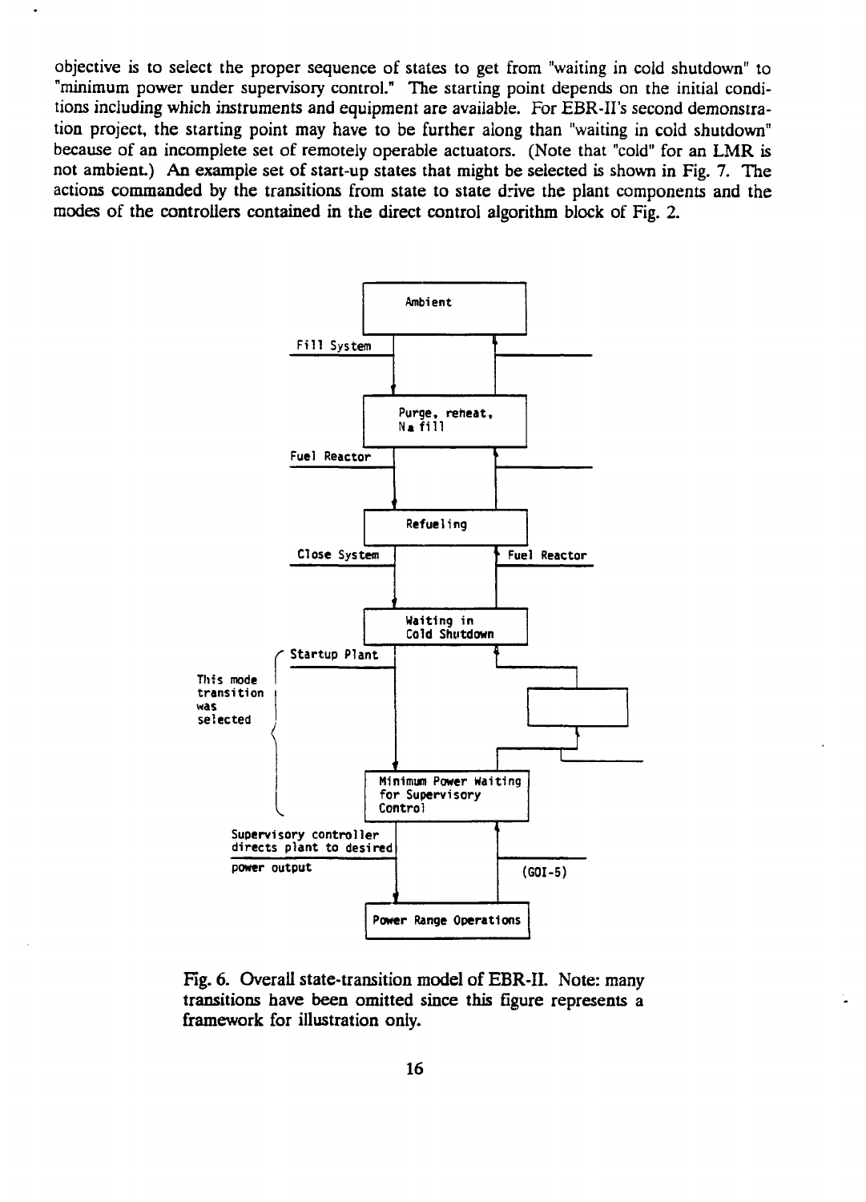objective is to select the proper sequence of states to get from "waiting in cold shutdown" to "minimum power under supervisory control." The starting point depends on the initial conditions including which instruments and equipment are available. For EBR-II's second demonstration project, the starting point may have to be further along than "waiting in cold shutdown" because of an incomplete set of remotely operable actuators. (Note that "cold" for an LMR is not ambient.) An example set of start-up states that might be selected is shown in Fig. 7. The actions commanded by the transitions from state to state drive the plant components and the modes of the controllers contained in the direct control algorithm block of Fig. 2.

Ambient

Fill System

Purge, reheat, Na fill

Fuel Reactor

Refueling

Close System

Fuel Reactor

Waiting in Cold Shutdown

Startup Plant

This mode transition was selected

Minimum Power Waiting for Supervisory Control

Supervisory controller directs plant to desired power output

(GOI-5)

Power Range Operations

Fig. 6. Overall state-transition model of EBR-II. Note: many transitions have been omitted since this figure represents a framework for illustration only.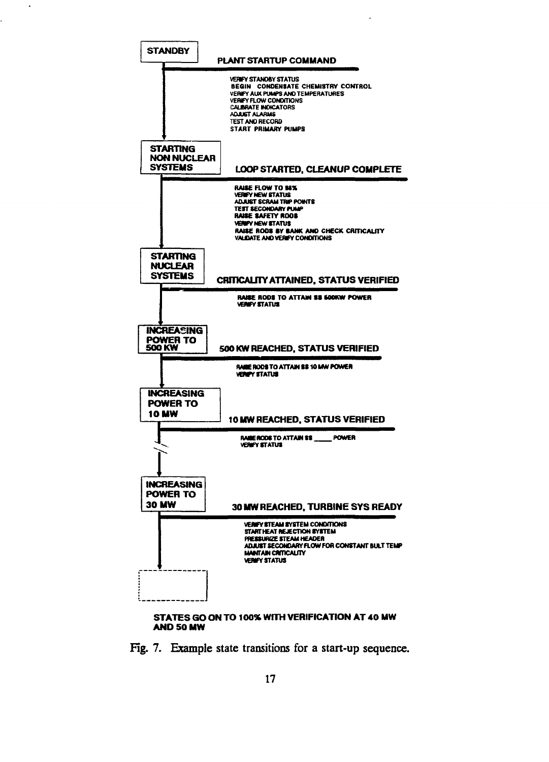STANDBY

**PLANT STARTUP COMMAND**

- VERIFY STANDBY STATUS
- BEGIN CONDENSATE CHEMISTRY CONTROL
- VERIFY AUX PUMPS AND TEMPERATURES
- VERIFY FLOW CONDITIONS
- CALIBRATE INDICATORS
- ADJUST ALARMS
- TEST AND RECORD
- START PRIMARY PUMPS

STARTING NON NUCLEAR SYSTEMS

**LOOP STARTED, CLEANUP COMPLETE**

- RAISE FLOW TO 85%
- VERIFY NEW STATUS
- ADJUST SCRAM TRIP POINTS
- TEST SECONDARY PUMP
- RAISE SAFETY RODS
- VERIFY NEW STATUS
- RAISE RODS BY BANK AND CHECK CRITICALITY
- VALIDATE AND VERIFY CONDITIONS

STARTING NUCLEAR SYSTEMS

**CRITICALITY ATTAINED, STATUS VERIFIED**

- RAISE RODS TO ATTAIN SS 500KW POWER
- VERIFY STATUS

INCREASING POWER TO 500 KW

**500 KW REACHED, STATUS VERIFIED**

- RAISE RODS TO ATTAIN SS 10 MW POWER
- VERIFY STATUS

INCREASING POWER TO 10 MW

**10 MW REACHED, STATUS VERIFIED**

- RAISE RODS TO ATTAIN SS \_\_\_\_ POWER
- VERIFY STATUS

INCREASING POWER TO 30 MW

**30 MW REACHED, TURBINE SYS READY**

- VERIFY STEAM SYSTEM CONDITIONS
- START HEAT REJECTION SYSTEM
- PRESSURIZE STEAM HEADER
- ADJUST SECONDARY FLOW FOR CONSTANT BULT TEMP
- MAINTAIN CRITICALITY
- VERIFY STATUS

**STATES GO ON TO 100% WITH VERIFICATION AT 40 MW AND 50 MW**

Fig. 7. Example state transitions for a start-up sequence.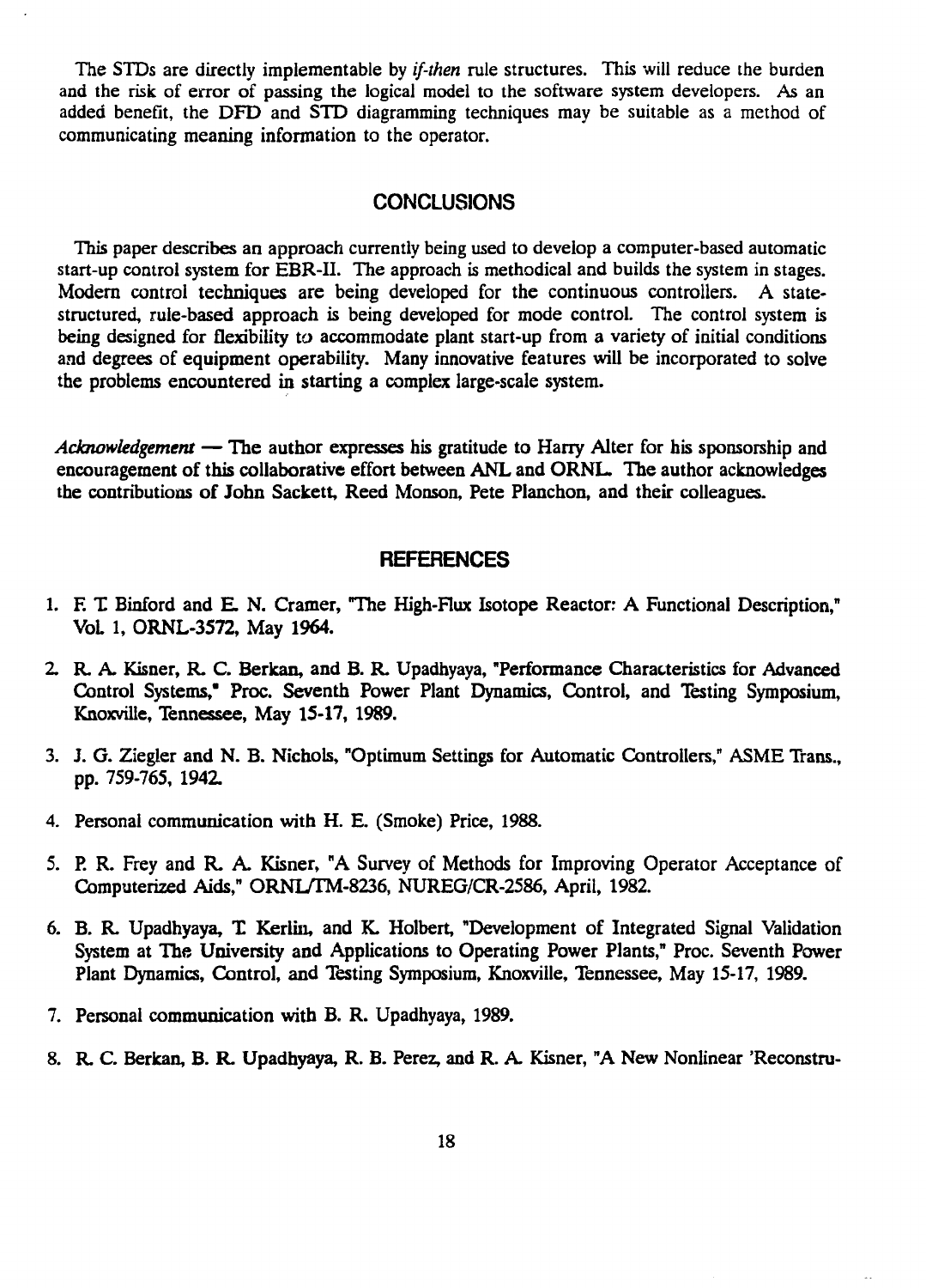The STDs are directly implementable by *if-then* rule structures. This will reduce the burden and the risk of error of passing the logical model to the software system developers. As an added benefit, the DFD and STD diagramming techniques may be suitable as a method of communicating meaning information to the operator.

## CONCLUSIONS

This paper describes an approach currently being used to develop a computer-based automatic start-up control system for EBR-II. The approach is methodical and builds the system in stages. Modern control techniques are being developed for the continuous controllers. A state-structured, rule-based approach is being developed for mode control. The control system is being designed for flexibility to accommodate plant start-up from a variety of initial conditions and degrees of equipment operability. Many innovative features will be incorporated to solve the problems encountered in starting a complex large-scale system.

*Acknowledgement* — The author expresses his gratitude to Harry Alter for his sponsorship and encouragement of this collaborative effort between ANL and ORNL. The author acknowledges the contributions of John Sackett, Reed Monson, Pete Planchon, and their colleagues.

## REFERENCES

1. F. T. Binford and E. N. Cramer, "The High-Flux Isotope Reactor: A Functional Description," Vol. 1, ORNL-3572, May 1964.

2. R. A. Kisner, R. C. Berkan, and B. R. Upadhyaya, "Performance Characteristics for Advanced Control Systems," Proc. Seventh Power Plant Dynamics, Control, and Testing Symposium, Knoxville, Tennessee, May 15-17, 1989.

3. J. G. Ziegler and N. B. Nichols, "Optimum Settings for Automatic Controllers," ASME Trans., pp. 759-765, 1942.

4. Personal communication with H. E. (Smoke) Price, 1988.

5. P. R. Frey and R. A. Kisner, "A Survey of Methods for Improving Operator Acceptance of Computerized Aids," ORNL/TM-8236, NUREG/CR-2586, April, 1982.

6. B. R. Upadhyaya, T. Kerlin, and K. Holbert, "Development of Integrated Signal Validation System at The University and Applications to Operating Power Plants," Proc. Seventh Power Plant Dynamics, Control, and Testing Symposium, Knoxville, Tennessee, May 15-17, 1989.

7. Personal communication with B. R. Upadhyaya, 1989.

8. R. C. Berkan, B. R. Upadhyaya, R. B. Perez, and R. A. Kisner, "A New Nonlinear 'Reconstru-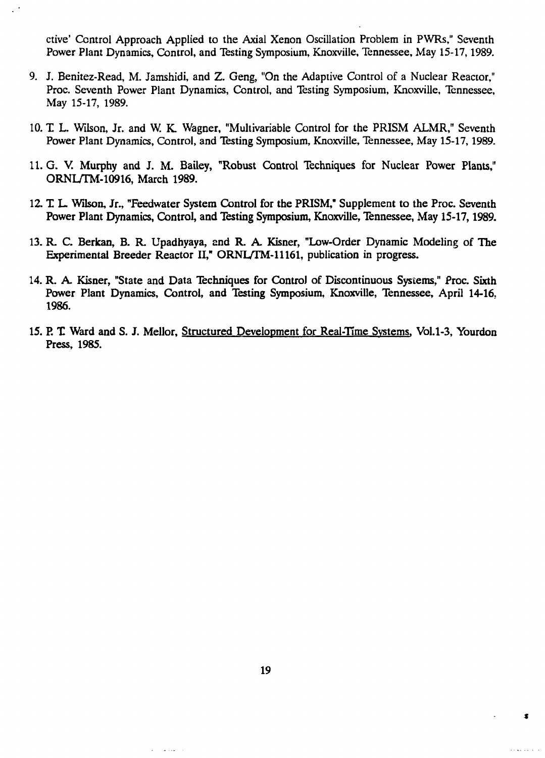ctive' Control Approach Applied to the Axial Xenon Oscillation Problem in PWRs," Seventh Power Plant Dynamics, Control, and Testing Symposium, Knoxville, Tennessee, May 15-17, 1989.

9. J. Benitez-Read, M. Jamshidi, and Z. Geng, "On the Adaptive Control of a Nuclear Reactor," Proc. Seventh Power Plant Dynamics, Control, and Testing Symposium, Knoxville, Tennessee, May 15-17, 1989.

10. T. L. Wilson, Jr. and W. K. Wagner, "Multivariable Control for the PRISM ALMR," Seventh Power Plant Dynamics, Control, and Testing Symposium, Knoxville, Tennessee, May 15-17, 1989.

11. G. V. Murphy and J. M. Bailey, "Robust Control Techniques for Nuclear Power Plants," ORNL/TM-10916, March 1989.

12. T. L. Wilson, Jr., "Feedwater System Control for the PRISM," Supplement to the Proc. Seventh Power Plant Dynamics, Control, and Testing Symposium, Knoxville, Tennessee, May 15-17, 1989.

13. R. C. Berkan, B. R. Upadhyaya, and R. A. Kisner, "Low-Order Dynamic Modeling of The Experimental Breeder Reactor II," ORNL/TM-11161, publication in progress.

14. R. A. Kisner, "State and Data Techniques for Control of Discontinuous Systems," Proc. Sixth Power Plant Dynamics, Control, and Testing Symposium, Knoxville, Tennessee, April 14-16, 1986.

15. P. T. Ward and S. J. Mellor, Structured Development for Real-Time Systems, Vol.1-3, Yourdon Press, 1985.